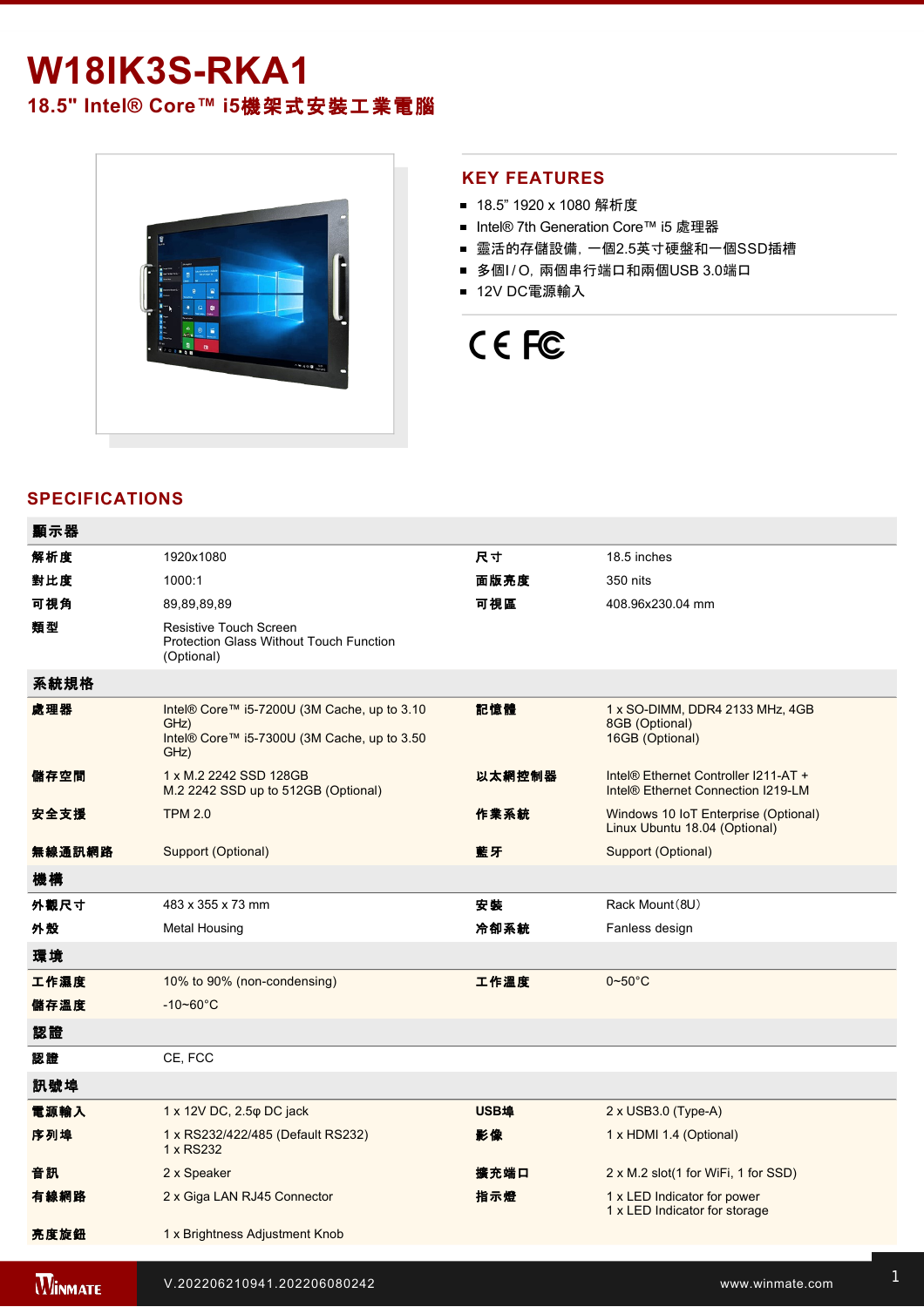# W18IK3S-RKA1

## 18.5" Intel® Core™ i5機架式安裝工業電腦

## KEY FEATURES

- 18.5" 1920 x 1080 解析度
- Intel® 7th Generation Core™ i5 處理器
- 靈活的存儲設備，一個2.5英寸硬盤和一個SSD插槽
- 多個I / O，兩個串行端口和兩個USB 3.0端口
- 12V DC電源輸入

## SPECIFICATIONS

| 顯示器 | | | |
|---|---|---|---|
| 解析度 | 1920x1080 | 尺寸 | 18.5 inches |
| 對比度 | 1000:1 | 面版亮度 | 350 nits |
| 可視角 | 89,89,89,89 | 可視區 | 408.96x230.04 mm |
| 類型 | Resistive Touch Screen<br>Protection Glass Without Touch Function (Optional) | | |
| **系統規格** | | | |
| 處理器 | Intel® Core™ i5-7200U (3M Cache, up to 3.10 GHz)<br>Intel® Core™ i5-7300U (3M Cache, up to 3.50 GHz) | 記憶體 | 1 x SO-DIMM, DDR4 2133 MHz, 4GB<br>8GB (Optional)<br>16GB (Optional) |
| 儲存空間 | 1 x M.2 2242 SSD 128GB<br>M.2 2242 SSD up to 512GB (Optional) | 以太網控制器 | Intel® Ethernet Controller I211-AT +<br>Intel® Ethernet Connection I219-LM |
| 安全支援 | TPM 2.0 | 作業系統 | Windows 10 IoT Enterprise (Optional)<br>Linux Ubuntu 18.04 (Optional) |
| 無線通訊網路 | Support (Optional) | 藍牙 | Support (Optional) |
| **機構** | | | |
| 外觀尺寸 | 483 x 355 x 73 mm | 安裝 | Rack Mount(8U) |
| 外殼 | Metal Housing | 冷卻系統 | Fanless design |
| **環境** | | | |
| 工作濕度 | 10% to 90% (non-condensing) | 工作溫度 | 0~50°C |
| 儲存溫度 | -10~60°C | | |
| **認證** | | | |
| 認證 | CE, FCC | | |
| **訊號埠** | | | |
| 電源輸入 | 1 x 12V DC, 2.5φ DC jack | USB埠 | 2 x USB3.0 (Type-A) |
| 序列埠 | 1 x RS232/422/485 (Default RS232)<br>1 x RS232 | 影像 | 1 x HDMI 1.4 (Optional) |
| 音訊 | 2 x Speaker | 擴充端口 | 2 x M.2 slot(1 for WiFi, 1 for SSD) |
| 有線網路 | 2 x Giga LAN RJ45 Connector | 指示燈 | 1 x LED Indicator for power<br>1 x LED Indicator for storage |
| 亮度旋鈕 | 1 x Brightness Adjustment Knob | | |

V.202206210941.202206080242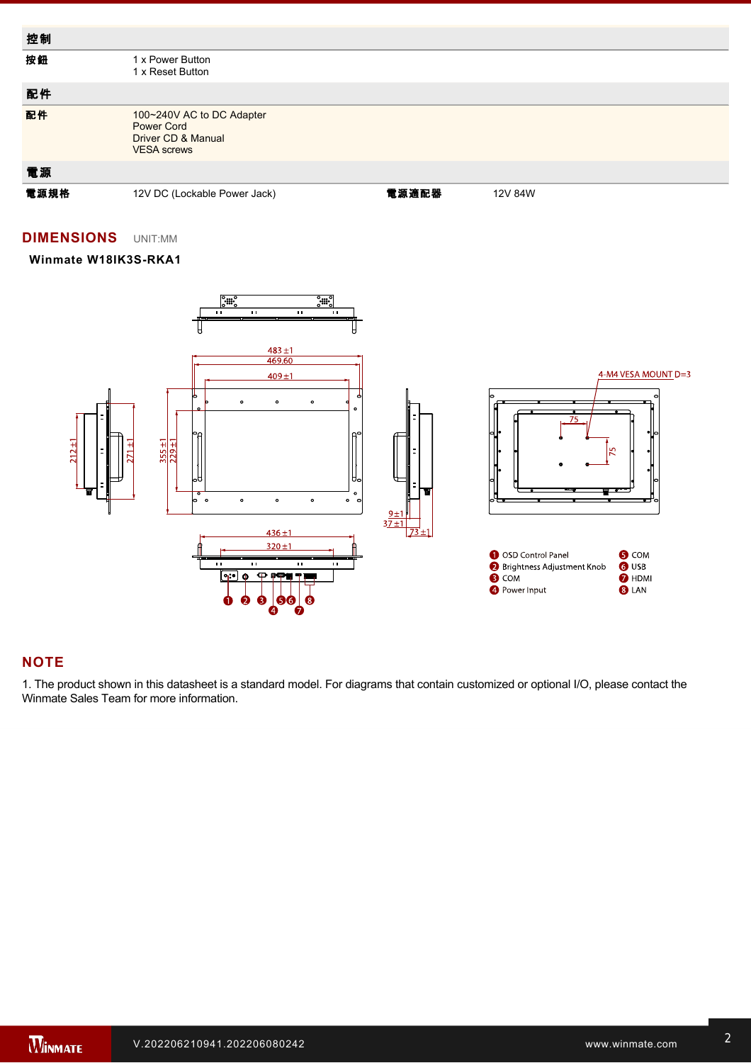| 控制 | | | |
|---|---|---|---|
| 按鈕 | 1 x Power Button<br>1 x Reset Button | | |
| **配件** | | | |
| 配件 | 100~240V AC to DC Adapter<br>Power Cord<br>Driver CD & Manual<br>VESA screws | | |
| **電源** | | | |
| 電源規格 | 12V DC (Lockable Power Jack) | 電源適配器 | 12V 84W |

## DIMENSIONS UNIT:MM

**Winmate W18IK3S-RKA1**

483±1
469.60
409±1
4-M4 VESA MOUNT D=3
75
75
212±1
271±1
355±1
229±1
9±1
37±1
73±1
436±1
320±1

1 OSD Control Panel
2 Brightness Adjustment Knob
3 COM
4 Power Input
5 COM
6 USB
7 HDMI
8 LAN

## NOTE

1. The product shown in this datasheet is a standard model. For diagrams that contain customized or optional I/O, please contact the Winmate Sales Team for more information.